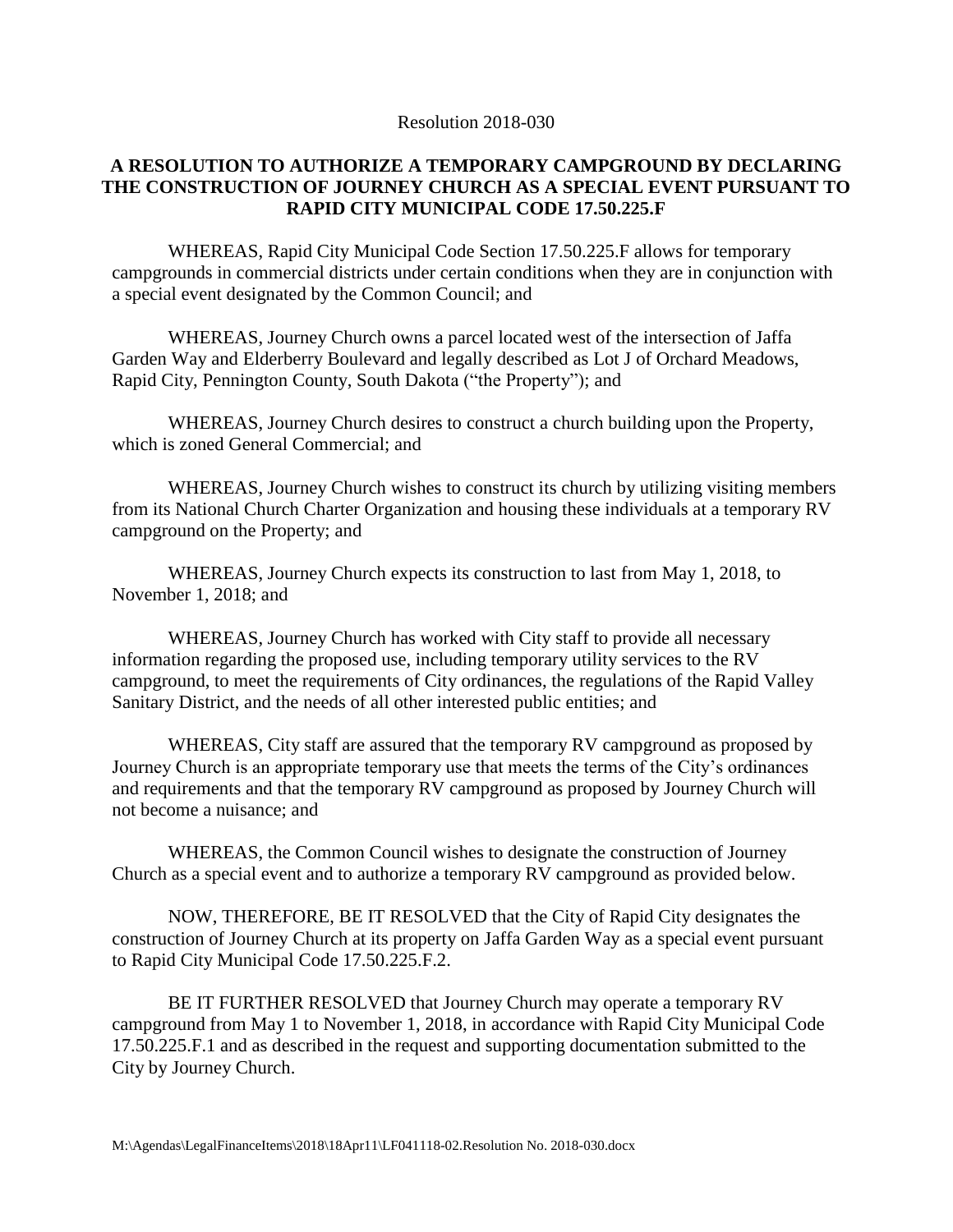Resolution 2018-030

**A RESOLUTION TO AUTHORIZE A TEMPORARY CAMPGROUND BY DECLARING THE CONSTRUCTION OF JOURNEY CHURCH AS A SPECIAL EVENT PURSUANT TO RAPID CITY MUNICIPAL CODE 17.50.225.F**

WHEREAS, Rapid City Municipal Code Section 17.50.225.F allows for temporary campgrounds in commercial districts under certain conditions when they are in conjunction with a special event designated by the Common Council; and

WHEREAS, Journey Church owns a parcel located west of the intersection of Jaffa Garden Way and Elderberry Boulevard and legally described as Lot J of Orchard Meadows, Rapid City, Pennington County, South Dakota ("the Property"); and

WHEREAS, Journey Church desires to construct a church building upon the Property, which is zoned General Commercial; and

WHEREAS, Journey Church wishes to construct its church by utilizing visiting members from its National Church Charter Organization and housing these individuals at a temporary RV campground on the Property; and

WHEREAS, Journey Church expects its construction to last from May 1, 2018, to November 1, 2018; and

WHEREAS, Journey Church has worked with City staff to provide all necessary information regarding the proposed use, including temporary utility services to the RV campground, to meet the requirements of City ordinances, the regulations of the Rapid Valley Sanitary District, and the needs of all other interested public entities; and

WHEREAS, City staff are assured that the temporary RV campground as proposed by Journey Church is an appropriate temporary use that meets the terms of the City's ordinances and requirements and that the temporary RV campground as proposed by Journey Church will not become a nuisance; and

WHEREAS, the Common Council wishes to designate the construction of Journey Church as a special event and to authorize a temporary RV campground as provided below.

NOW, THEREFORE, BE IT RESOLVED that the City of Rapid City designates the construction of Journey Church at its property on Jaffa Garden Way as a special event pursuant to Rapid City Municipal Code 17.50.225.F.2.

BE IT FURTHER RESOLVED that Journey Church may operate a temporary RV campground from May 1 to November 1, 2018, in accordance with Rapid City Municipal Code 17.50.225.F.1 and as described in the request and supporting documentation submitted to the City by Journey Church.

M:\Agendas\LegalFinanceItems\2018\18Apr11\LF041118-02.Resolution No. 2018-030.docx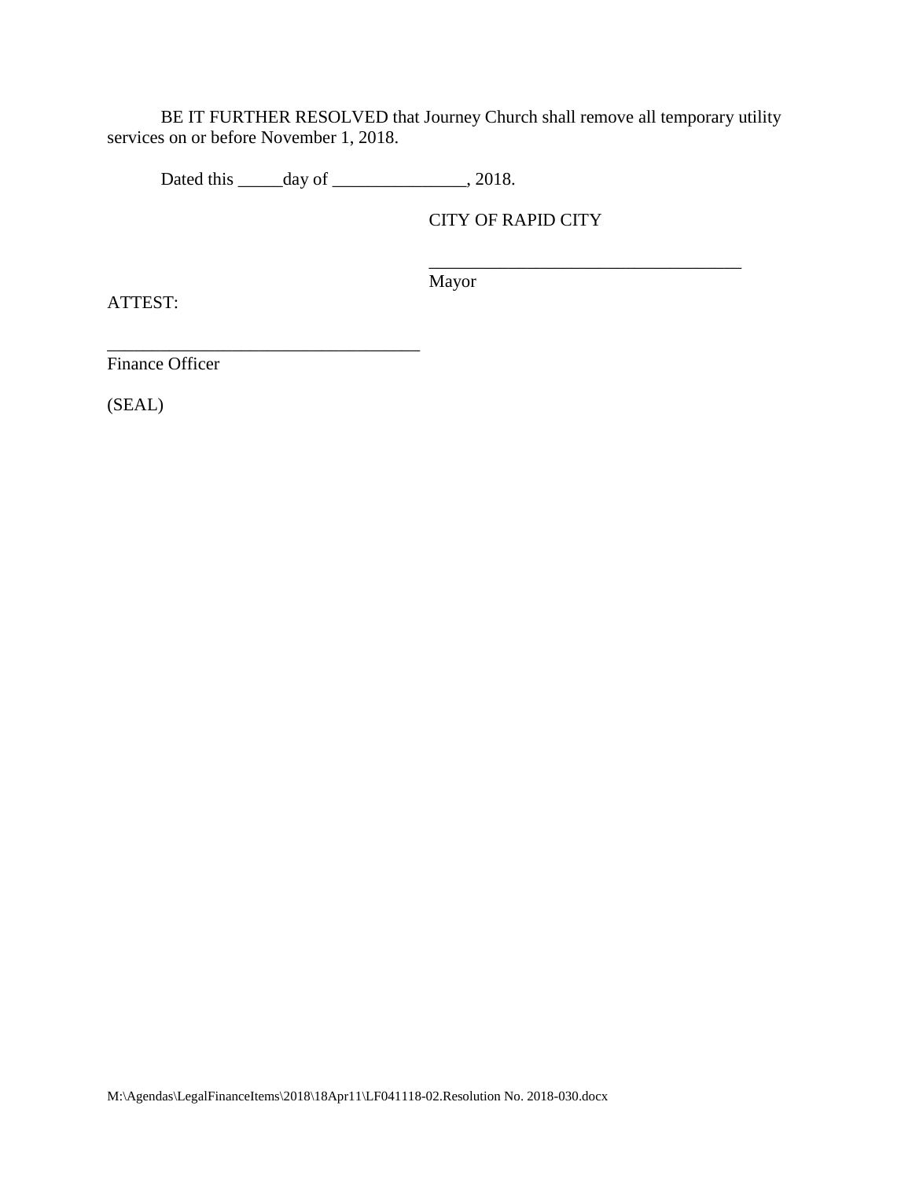BE IT FURTHER RESOLVED that Journey Church shall remove all temporary utility services on or before November 1, 2018.

Dated this _____day of _______________, 2018.

CITY OF RAPID CITY

___________________________________
Mayor

ATTEST:

___________________________________
Finance Officer

(SEAL)

M:\Agendas\LegalFinanceItems\2018\18Apr11\LF041118-02.Resolution No. 2018-030.docx